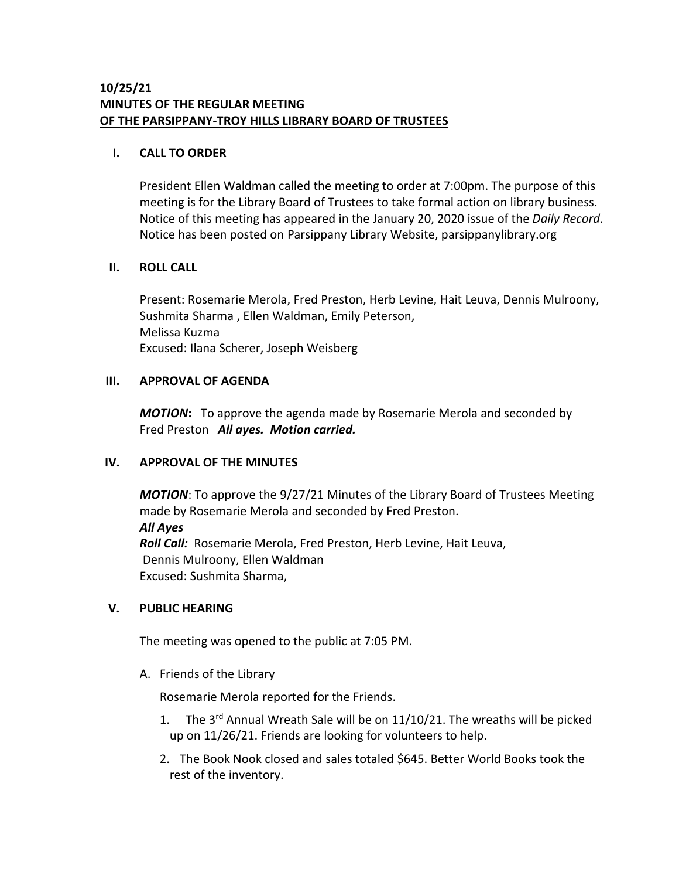**10/25/21**
**MINUTES OF THE REGULAR MEETING**
**OF THE PARSIPPANY-TROY HILLS LIBRARY BOARD OF TRUSTEES**

## I. CALL TO ORDER

President Ellen Waldman called the meeting to order at 7:00pm. The purpose of this meeting is for the Library Board of Trustees to take formal action on library business. Notice of this meeting has appeared in the January 20, 2020 issue of the *Daily Record*. Notice has been posted on Parsippany Library Website, parsippanylibrary.org

## II. ROLL CALL

Present: Rosemarie Merola, Fred Preston, Herb Levine, Hait Leuva, Dennis Mulroony, Sushmita Sharma , Ellen Waldman, Emily Peterson,
Melissa Kuzma
Excused: Ilana Scherer, Joseph Weisberg

## III. APPROVAL OF AGENDA

***MOTION*:** To approve the agenda made by Rosemarie Merola and seconded by Fred Preston ***All ayes. Motion carried.***

## IV. APPROVAL OF THE MINUTES

***MOTION***: To approve the 9/27/21 Minutes of the Library Board of Trustees Meeting made by Rosemarie Merola and seconded by Fred Preston.
***All Ayes***
***Roll Call:*** Rosemarie Merola, Fred Preston, Herb Levine, Hait Leuva, Dennis Mulroony, Ellen Waldman
Excused: Sushmita Sharma,

## V. PUBLIC HEARING

The meeting was opened to the public at 7:05 PM.

A. Friends of the Library

Rosemarie Merola reported for the Friends.

1. The 3rd Annual Wreath Sale will be on 11/10/21. The wreaths will be picked up on 11/26/21. Friends are looking for volunteers to help.
2. The Book Nook closed and sales totaled $645. Better World Books took the rest of the inventory.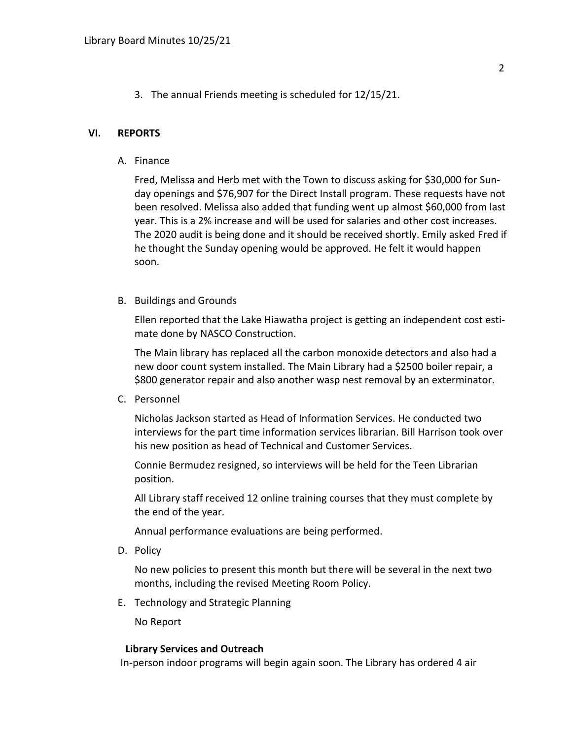3. The annual Friends meeting is scheduled for 12/15/21.

## VI. REPORTS

A. Finance

Fred, Melissa and Herb met with the Town to discuss asking for $30,000 for Sunday openings and $76,907 for the Direct Install program. These requests have not been resolved. Melissa also added that funding went up almost $60,000 from last year. This is a 2% increase and will be used for salaries and other cost increases. The 2020 audit is being done and it should be received shortly. Emily asked Fred if he thought the Sunday opening would be approved. He felt it would happen soon.

B. Buildings and Grounds

Ellen reported that the Lake Hiawatha project is getting an independent cost estimate done by NASCO Construction.

The Main library has replaced all the carbon monoxide detectors and also had a new door count system installed. The Main Library had a $2500 boiler repair, a $800 generator repair and also another wasp nest removal by an exterminator.

C. Personnel

Nicholas Jackson started as Head of Information Services. He conducted two interviews for the part time information services librarian. Bill Harrison took over his new position as head of Technical and Customer Services.

Connie Bermudez resigned, so interviews will be held for the Teen Librarian position.

All Library staff received 12 online training courses that they must complete by the end of the year.

Annual performance evaluations are being performed.

D. Policy

No new policies to present this month but there will be several in the next two months, including the revised Meeting Room Policy.

E. Technology and Strategic Planning

No Report

**Library Services and Outreach**

In-person indoor programs will begin again soon. The Library has ordered 4 air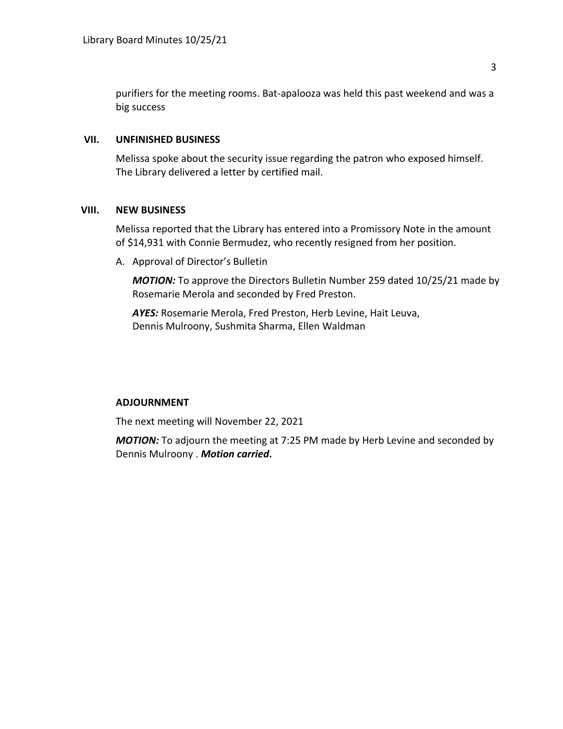purifiers for the meeting rooms. Bat-apalooza was held this past weekend and was a big success

## VII. UNFINISHED BUSINESS

Melissa spoke about the security issue regarding the patron who exposed himself. The Library delivered a letter by certified mail.

## VIII. NEW BUSINESS

Melissa reported that the Library has entered into a Promissory Note in the amount of $14,931 with Connie Bermudez, who recently resigned from her position.

A. Approval of Director's Bulletin

***MOTION:*** To approve the Directors Bulletin Number 259 dated 10/25/21 made by Rosemarie Merola and seconded by Fred Preston.

***AYES:*** Rosemarie Merola, Fred Preston, Herb Levine, Hait Leuva, Dennis Mulroony, Sushmita Sharma, Ellen Waldman

## ADJOURNMENT

The next meeting will November 22, 2021

***MOTION:*** To adjourn the meeting at 7:25 PM made by Herb Levine and seconded by Dennis Mulroony . ***Motion carried*.**